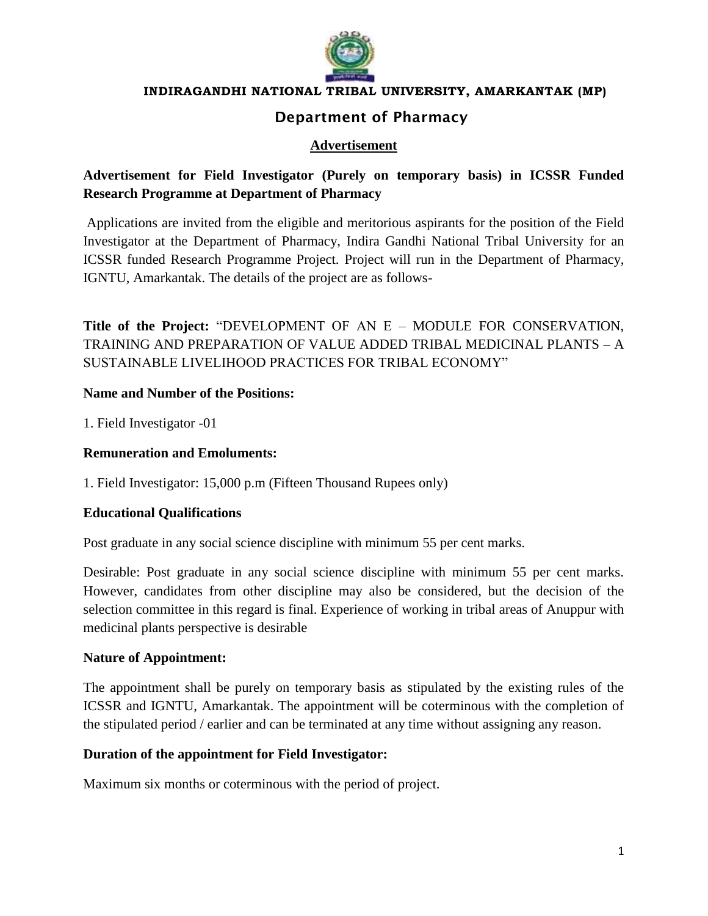**INDIRAGANDHI NATIONAL TRIBAL UNIVERSITY, AMARKANTAK (MP)**

## Department of Pharmacy

### Advertisement

**Advertisement for Field Investigator (Purely on temporary basis) in ICSSR Funded Research Programme at Department of Pharmacy**

Applications are invited from the eligible and meritorious aspirants for the position of the Field Investigator at the Department of Pharmacy, Indira Gandhi National Tribal University for an ICSSR funded Research Programme Project. Project will run in the Department of Pharmacy, IGNTU, Amarkantak. The details of the project are as follows-

**Title of the Project:** "DEVELOPMENT OF AN E – MODULE FOR CONSERVATION, TRAINING AND PREPARATION OF VALUE ADDED TRIBAL MEDICINAL PLANTS – A SUSTAINABLE LIVELIHOOD PRACTICES FOR TRIBAL ECONOMY"

**Name and Number of the Positions:**

1. Field Investigator -01

**Remuneration and Emoluments:**

1. Field Investigator: 15,000 p.m (Fifteen Thousand Rupees only)

**Educational Qualifications**

Post graduate in any social science discipline with minimum 55 per cent marks.

Desirable: Post graduate in any social science discipline with minimum 55 per cent marks. However, candidates from other discipline may also be considered, but the decision of the selection committee in this regard is final. Experience of working in tribal areas of Anuppur with medicinal plants perspective is desirable

**Nature of Appointment:**

The appointment shall be purely on temporary basis as stipulated by the existing rules of the ICSSR and IGNTU, Amarkantak. The appointment will be coterminous with the completion of the stipulated period / earlier and can be terminated at any time without assigning any reason.

**Duration of the appointment for Field Investigator:**

Maximum six months or coterminous with the period of project.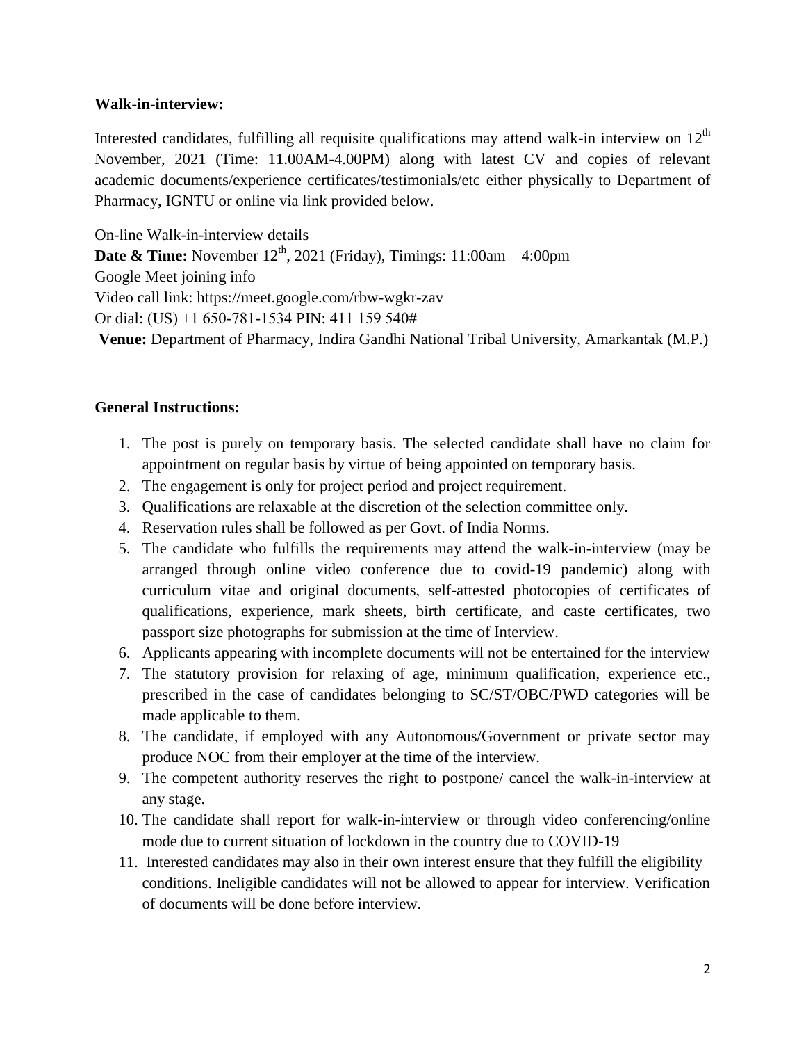**Walk-in-interview:**

Interested candidates, fulfilling all requisite qualifications may attend walk-in interview on 12th November, 2021 (Time: 11.00AM-4.00PM) along with latest CV and copies of relevant academic documents/experience certificates/testimonials/etc either physically to Department of Pharmacy, IGNTU or online via link provided below.

On-line Walk-in-interview details
**Date & Time:** November 12th, 2021 (Friday), Timings: 11:00am – 4:00pm
Google Meet joining info
Video call link: https://meet.google.com/rbw-wgkr-zav
Or dial: (US) +1 650-781-1534 PIN: 411 159 540#
**Venue:** Department of Pharmacy, Indira Gandhi National Tribal University, Amarkantak (M.P.)

**General Instructions:**

1. The post is purely on temporary basis. The selected candidate shall have no claim for appointment on regular basis by virtue of being appointed on temporary basis.
2. The engagement is only for project period and project requirement.
3. Qualifications are relaxable at the discretion of the selection committee only.
4. Reservation rules shall be followed as per Govt. of India Norms.
5. The candidate who fulfills the requirements may attend the walk-in-interview (may be arranged through online video conference due to covid-19 pandemic) along with curriculum vitae and original documents, self-attested photocopies of certificates of qualifications, experience, mark sheets, birth certificate, and caste certificates, two passport size photographs for submission at the time of Interview.
6. Applicants appearing with incomplete documents will not be entertained for the interview
7. The statutory provision for relaxing of age, minimum qualification, experience etc., prescribed in the case of candidates belonging to SC/ST/OBC/PWD categories will be made applicable to them.
8. The candidate, if employed with any Autonomous/Government or private sector may produce NOC from their employer at the time of the interview.
9. The competent authority reserves the right to postpone/ cancel the walk-in-interview at any stage.
10. The candidate shall report for walk-in-interview or through video conferencing/online mode due to current situation of lockdown in the country due to COVID-19
11. Interested candidates may also in their own interest ensure that they fulfill the eligibility conditions. Ineligible candidates will not be allowed to appear for interview. Verification of documents will be done before interview.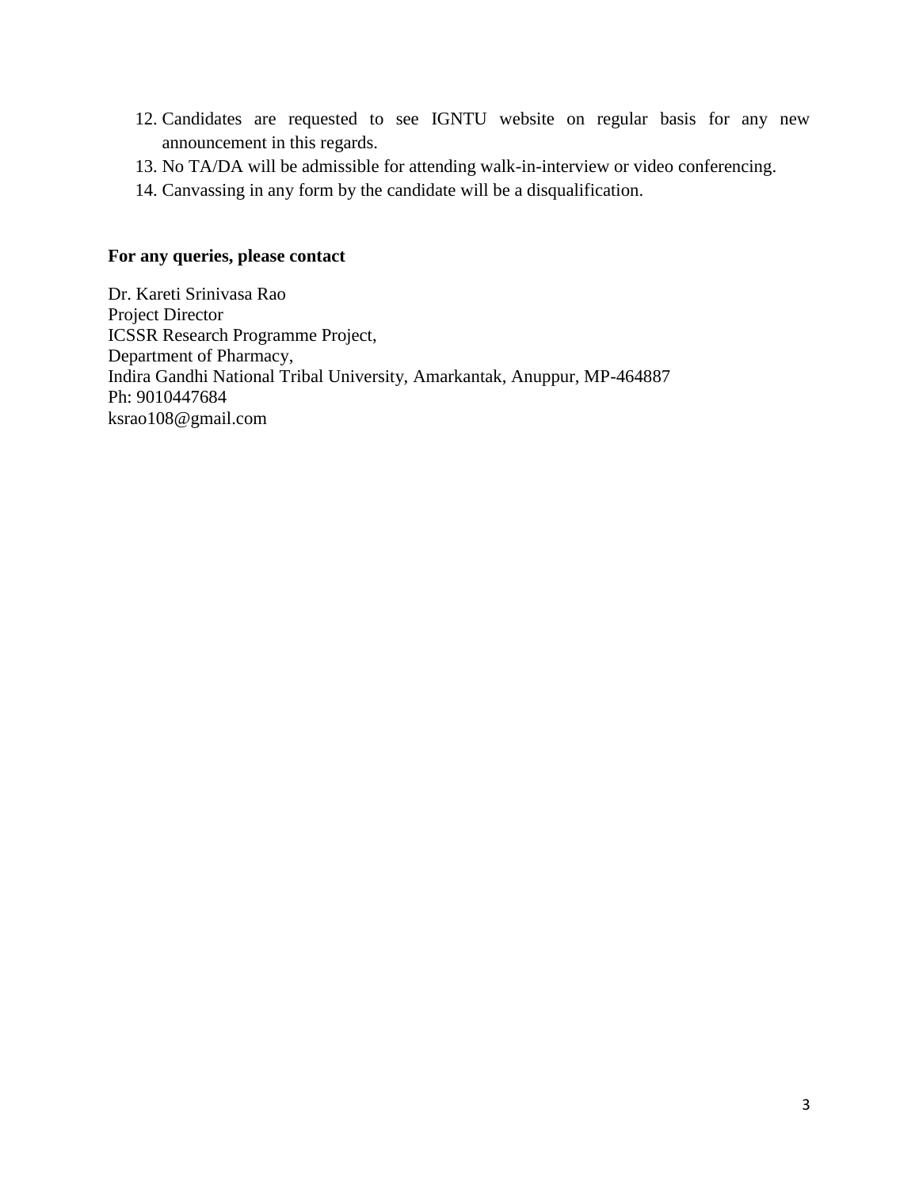12. Candidates are requested to see IGNTU website on regular basis for any new announcement in this regards.
13. No TA/DA will be admissible for attending walk-in-interview or video conferencing.
14. Canvassing in any form by the candidate will be a disqualification.

**For any queries, please contact**

Dr. Kareti Srinivasa Rao
Project Director
ICSSR Research Programme Project,
Department of Pharmacy,
Indira Gandhi National Tribal University, Amarkantak, Anuppur, MP-464887
Ph: 9010447684
ksrao108@gmail.com